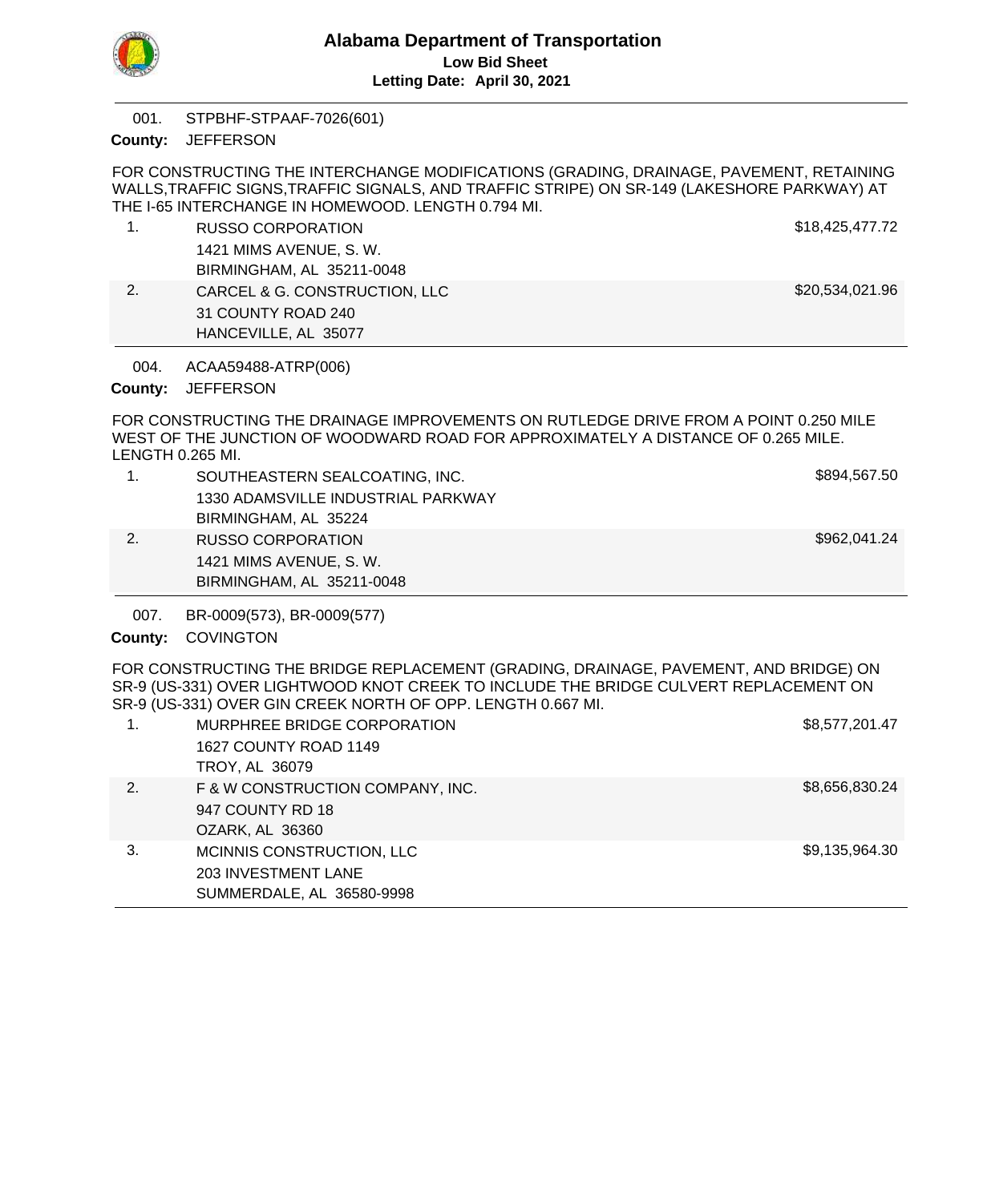# Alabama Department of Transportation

**Low Bid Sheet**

**Letting Date: April 30, 2021**

---

001. STPBHF-STPAAF-7026(601)

**County:** JEFFERSON

FOR CONSTRUCTING THE INTERCHANGE MODIFICATIONS (GRADING, DRAINAGE, PAVEMENT, RETAINING WALLS,TRAFFIC SIGNS,TRAFFIC SIGNALS, AND TRAFFIC STRIPE) ON SR-149 (LAKESHORE PARKWAY) AT THE I-65 INTERCHANGE IN HOMEWOOD. LENGTH 0.794 MI.

| | Bidder | Amount |
|---|---|---|
| 1. | RUSSO CORPORATION<br>1421 MIMS AVENUE, S. W.<br>BIRMINGHAM, AL 35211-0048 | $18,425,477.72 |
| 2. | CARCEL & G. CONSTRUCTION, LLC<br>31 COUNTY ROAD 240<br>HANCEVILLE, AL 35077 | $20,534,021.96 |

---

004. ACAA59488-ATRP(006)

**County:** JEFFERSON

FOR CONSTRUCTING THE DRAINAGE IMPROVEMENTS ON RUTLEDGE DRIVE FROM A POINT 0.250 MILE WEST OF THE JUNCTION OF WOODWARD ROAD FOR APPROXIMATELY A DISTANCE OF 0.265 MILE. LENGTH 0.265 MI.

| | Bidder | Amount |
|---|---|---|
| 1. | SOUTHEASTERN SEALCOATING, INC.<br>1330 ADAMSVILLE INDUSTRIAL PARKWAY<br>BIRMINGHAM, AL 35224 | $894,567.50 |
| 2. | RUSSO CORPORATION<br>1421 MIMS AVENUE, S. W.<br>BIRMINGHAM, AL 35211-0048 | $962,041.24 |

---

007. BR-0009(573), BR-0009(577)

**County:** COVINGTON

FOR CONSTRUCTING THE BRIDGE REPLACEMENT (GRADING, DRAINAGE, PAVEMENT, AND BRIDGE) ON SR-9 (US-331) OVER LIGHTWOOD KNOT CREEK TO INCLUDE THE BRIDGE CULVERT REPLACEMENT ON SR-9 (US-331) OVER GIN CREEK NORTH OF OPP. LENGTH 0.667 MI.

| | Bidder | Amount |
|---|---|---|
| 1. | MURPHREE BRIDGE CORPORATION<br>1627 COUNTY ROAD 1149<br>TROY, AL 36079 | $8,577,201.47 |
| 2. | F & W CONSTRUCTION COMPANY, INC.<br>947 COUNTY RD 18<br>OZARK, AL 36360 | $8,656,830.24 |
| 3. | MCINNIS CONSTRUCTION, LLC<br>203 INVESTMENT LANE<br>SUMMERDALE, AL 36580-9998 | $9,135,964.30 |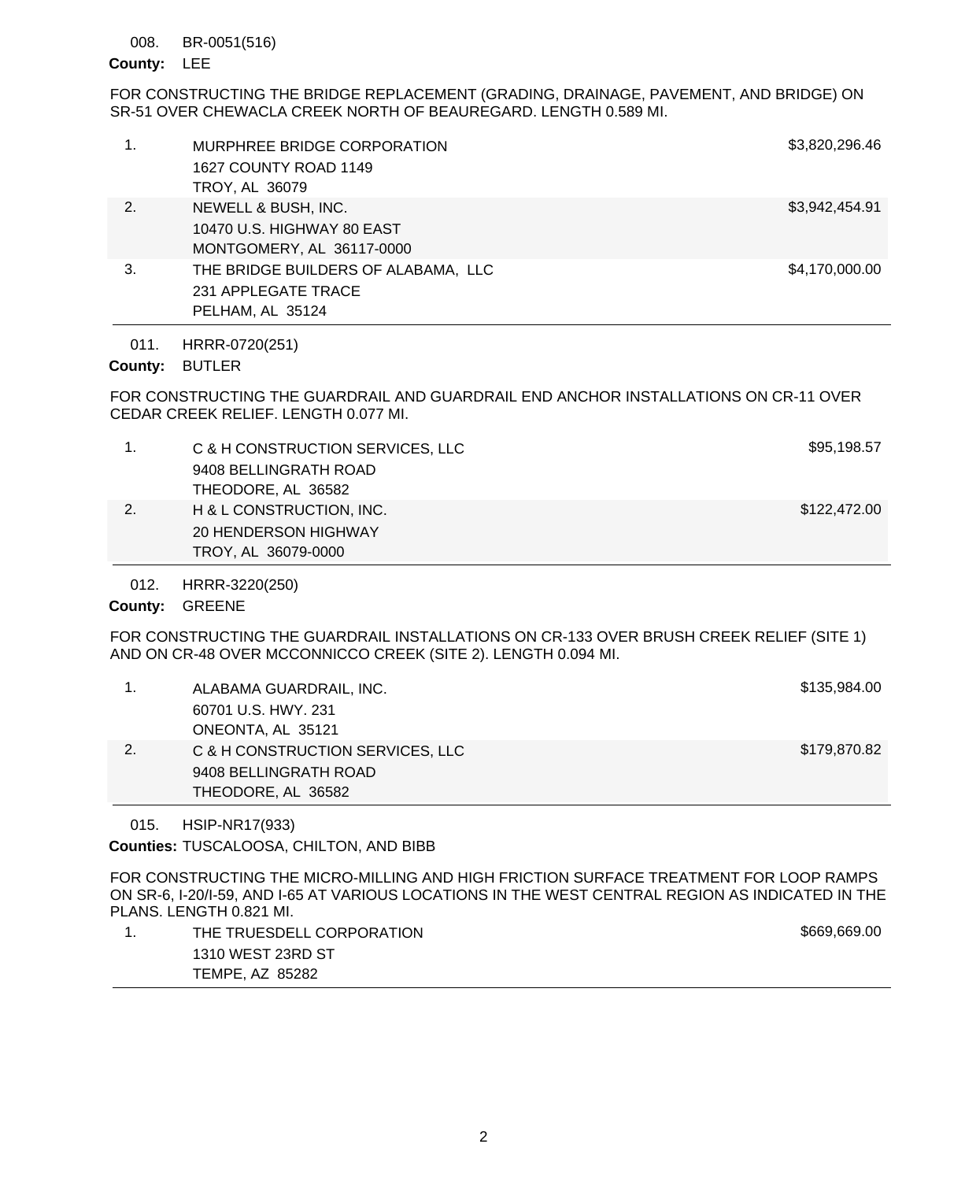008. BR-0051(516)

**County:** LEE

FOR CONSTRUCTING THE BRIDGE REPLACEMENT (GRADING, DRAINAGE, PAVEMENT, AND BRIDGE) ON SR-51 OVER CHEWACLA CREEK NORTH OF BEAUREGARD. LENGTH 0.589 MI.

| | | |
|---|---|---|
| 1. | MURPHREE BRIDGE CORPORATION<br>1627 COUNTY ROAD 1149<br>TROY, AL 36079 | $3,820,296.46 |
| 2. | NEWELL & BUSH, INC.<br>10470 U.S. HIGHWAY 80 EAST<br>MONTGOMERY, AL 36117-0000 | $3,942,454.91 |
| 3. | THE BRIDGE BUILDERS OF ALABAMA, LLC<br>231 APPLEGATE TRACE<br>PELHAM, AL 35124 | $4,170,000.00 |

011. HRRR-0720(251)

**County:** BUTLER

FOR CONSTRUCTING THE GUARDRAIL AND GUARDRAIL END ANCHOR INSTALLATIONS ON CR-11 OVER CEDAR CREEK RELIEF. LENGTH 0.077 MI.

| | | |
|---|---|---|
| 1. | C & H CONSTRUCTION SERVICES, LLC<br>9408 BELLINGRATH ROAD<br>THEODORE, AL 36582 | $95,198.57 |
| 2. | H & L CONSTRUCTION, INC.<br>20 HENDERSON HIGHWAY<br>TROY, AL 36079-0000 | $122,472.00 |

012. HRRR-3220(250)

**County:** GREENE

FOR CONSTRUCTING THE GUARDRAIL INSTALLATIONS ON CR-133 OVER BRUSH CREEK RELIEF (SITE 1) AND ON CR-48 OVER MCCONNICCO CREEK (SITE 2). LENGTH 0.094 MI.

| | | |
|---|---|---|
| 1. | ALABAMA GUARDRAIL, INC.<br>60701 U.S. HWY. 231<br>ONEONTA, AL 35121 | $135,984.00 |
| 2. | C & H CONSTRUCTION SERVICES, LLC<br>9408 BELLINGRATH ROAD<br>THEODORE, AL 36582 | $179,870.82 |

015. HSIP-NR17(933)

**Counties:** TUSCALOOSA, CHILTON, AND BIBB

FOR CONSTRUCTING THE MICRO-MILLING AND HIGH FRICTION SURFACE TREATMENT FOR LOOP RAMPS ON SR-6, I-20/I-59, AND I-65 AT VARIOUS LOCATIONS IN THE WEST CENTRAL REGION AS INDICATED IN THE PLANS. LENGTH 0.821 MI.

| | | |
|---|---|---|
| 1. | THE TRUESDELL CORPORATION<br>1310 WEST 23RD ST<br>TEMPE, AZ 85282 | $669,669.00 |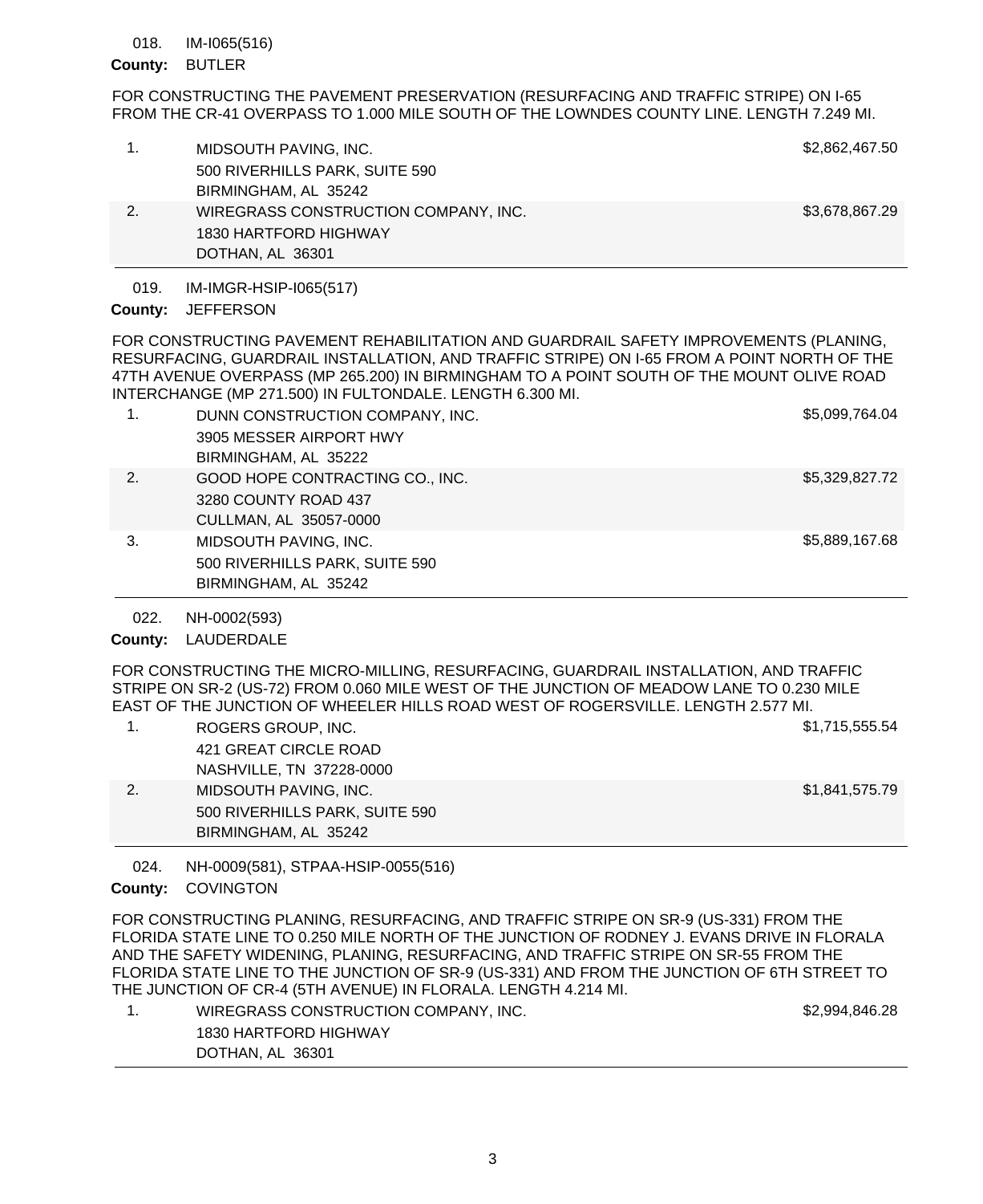018. IM-I065(516)

**County:** BUTLER

FOR CONSTRUCTING THE PAVEMENT PRESERVATION (RESURFACING AND TRAFFIC STRIPE) ON I-65 FROM THE CR-41 OVERPASS TO 1.000 MILE SOUTH OF THE LOWNDES COUNTY LINE. LENGTH 7.249 MI.

| | Bidder | Amount |
|---|---|---|
| 1. | MIDSOUTH PAVING, INC.<br>500 RIVERHILLS PARK, SUITE 590<br>BIRMINGHAM, AL 35242 | $2,862,467.50 |
| 2. | WIREGRASS CONSTRUCTION COMPANY, INC.<br>1830 HARTFORD HIGHWAY<br>DOTHAN, AL 36301 | $3,678,867.29 |

019. IM-IMGR-HSIP-I065(517)

**County:** JEFFERSON

FOR CONSTRUCTING PAVEMENT REHABILITATION AND GUARDRAIL SAFETY IMPROVEMENTS (PLANING, RESURFACING, GUARDRAIL INSTALLATION, AND TRAFFIC STRIPE) ON I-65 FROM A POINT NORTH OF THE 47TH AVENUE OVERPASS (MP 265.200) IN BIRMINGHAM TO A POINT SOUTH OF THE MOUNT OLIVE ROAD INTERCHANGE (MP 271.500) IN FULTONDALE. LENGTH 6.300 MI.

| | Bidder | Amount |
|---|---|---|
| 1. | DUNN CONSTRUCTION COMPANY, INC.<br>3905 MESSER AIRPORT HWY<br>BIRMINGHAM, AL 35222 | $5,099,764.04 |
| 2. | GOOD HOPE CONTRACTING CO., INC.<br>3280 COUNTY ROAD 437<br>CULLMAN, AL 35057-0000 | $5,329,827.72 |
| 3. | MIDSOUTH PAVING, INC.<br>500 RIVERHILLS PARK, SUITE 590<br>BIRMINGHAM, AL 35242 | $5,889,167.68 |

022. NH-0002(593)

**County:** LAUDERDALE

FOR CONSTRUCTING THE MICRO-MILLING, RESURFACING, GUARDRAIL INSTALLATION, AND TRAFFIC STRIPE ON SR-2 (US-72) FROM 0.060 MILE WEST OF THE JUNCTION OF MEADOW LANE TO 0.230 MILE EAST OF THE JUNCTION OF WHEELER HILLS ROAD WEST OF ROGERSVILLE. LENGTH 2.577 MI.

| | Bidder | Amount |
|---|---|---|
| 1. | ROGERS GROUP, INC.<br>421 GREAT CIRCLE ROAD<br>NASHVILLE, TN 37228-0000 | $1,715,555.54 |
| 2. | MIDSOUTH PAVING, INC.<br>500 RIVERHILLS PARK, SUITE 590<br>BIRMINGHAM, AL 35242 | $1,841,575.79 |

024. NH-0009(581), STPAA-HSIP-0055(516)

**County:** COVINGTON

FOR CONSTRUCTING PLANING, RESURFACING, AND TRAFFIC STRIPE ON SR-9 (US-331) FROM THE FLORIDA STATE LINE TO 0.250 MILE NORTH OF THE JUNCTION OF RODNEY J. EVANS DRIVE IN FLORALA AND THE SAFETY WIDENING, PLANING, RESURFACING, AND TRAFFIC STRIPE ON SR-55 FROM THE FLORIDA STATE LINE TO THE JUNCTION OF SR-9 (US-331) AND FROM THE JUNCTION OF 6TH STREET TO THE JUNCTION OF CR-4 (5TH AVENUE) IN FLORALA. LENGTH 4.214 MI.

| | Bidder | Amount |
|---|---|---|
| 1. | WIREGRASS CONSTRUCTION COMPANY, INC.<br>1830 HARTFORD HIGHWAY<br>DOTHAN, AL 36301 | $2,994,846.28 |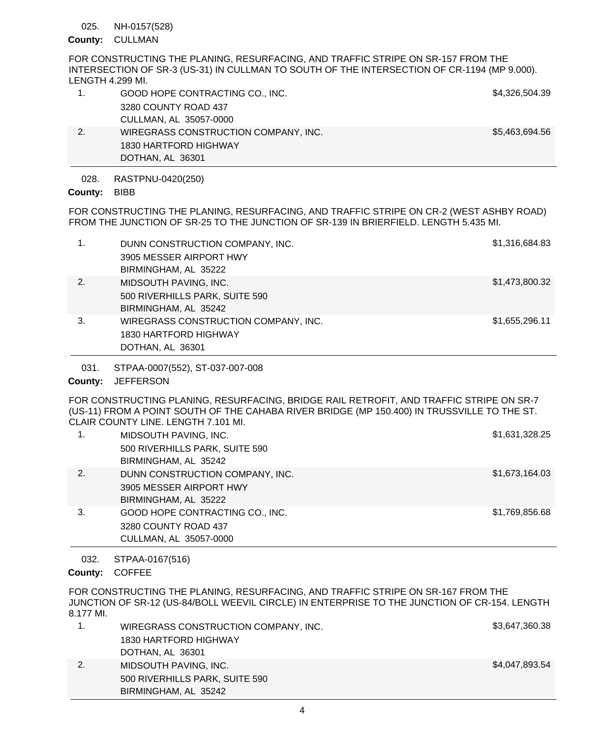025. NH-0157(528)

**County:** CULLMAN

FOR CONSTRUCTING THE PLANING, RESURFACING, AND TRAFFIC STRIPE ON SR-157 FROM THE INTERSECTION OF SR-3 (US-31) IN CULLMAN TO SOUTH OF THE INTERSECTION OF CR-1194 (MP 9.000). LENGTH 4.299 MI.

| | | |
|---|---|---|
| 1. | GOOD HOPE CONTRACTING CO., INC.<br>3280 COUNTY ROAD 437<br>CULLMAN, AL 35057-0000 | $4,326,504.39 |
| 2. | WIREGRASS CONSTRUCTION COMPANY, INC.<br>1830 HARTFORD HIGHWAY<br>DOTHAN, AL 36301 | $5,463,694.56 |

028. RASTPNU-0420(250)

**County:** BIBB

FOR CONSTRUCTING THE PLANING, RESURFACING, AND TRAFFIC STRIPE ON CR-2 (WEST ASHBY ROAD) FROM THE JUNCTION OF SR-25 TO THE JUNCTION OF SR-139 IN BRIERFIELD. LENGTH 5.435 MI.

| | | |
|---|---|---|
| 1. | DUNN CONSTRUCTION COMPANY, INC.<br>3905 MESSER AIRPORT HWY<br>BIRMINGHAM, AL 35222 | $1,316,684.83 |
| 2. | MIDSOUTH PAVING, INC.<br>500 RIVERHILLS PARK, SUITE 590<br>BIRMINGHAM, AL 35242 | $1,473,800.32 |
| 3. | WIREGRASS CONSTRUCTION COMPANY, INC.<br>1830 HARTFORD HIGHWAY<br>DOTHAN, AL 36301 | $1,655,296.11 |

031. STPAA-0007(552), ST-037-007-008

**County:** JEFFERSON

FOR CONSTRUCTING PLANING, RESURFACING, BRIDGE RAIL RETROFIT, AND TRAFFIC STRIPE ON SR-7 (US-11) FROM A POINT SOUTH OF THE CAHABA RIVER BRIDGE (MP 150.400) IN TRUSSVILLE TO THE ST. CLAIR COUNTY LINE. LENGTH 7.101 MI.

| | | |
|---|---|---|
| 1. | MIDSOUTH PAVING, INC.<br>500 RIVERHILLS PARK, SUITE 590<br>BIRMINGHAM, AL 35242 | $1,631,328.25 |
| 2. | DUNN CONSTRUCTION COMPANY, INC.<br>3905 MESSER AIRPORT HWY<br>BIRMINGHAM, AL 35222 | $1,673,164.03 |
| 3. | GOOD HOPE CONTRACTING CO., INC.<br>3280 COUNTY ROAD 437<br>CULLMAN, AL 35057-0000 | $1,769,856.68 |

032. STPAA-0167(516)

**County:** COFFEE

FOR CONSTRUCTING THE PLANING, RESURFACING, AND TRAFFIC STRIPE ON SR-167 FROM THE JUNCTION OF SR-12 (US-84/BOLL WEEVIL CIRCLE) IN ENTERPRISE TO THE JUNCTION OF CR-154. LENGTH 8.177 MI.

| | | |
|---|---|---|
| 1. | WIREGRASS CONSTRUCTION COMPANY, INC.<br>1830 HARTFORD HIGHWAY<br>DOTHAN, AL 36301 | $3,647,360.38 |
| 2. | MIDSOUTH PAVING, INC.<br>500 RIVERHILLS PARK, SUITE 590<br>BIRMINGHAM, AL 35242 | $4,047,893.54 |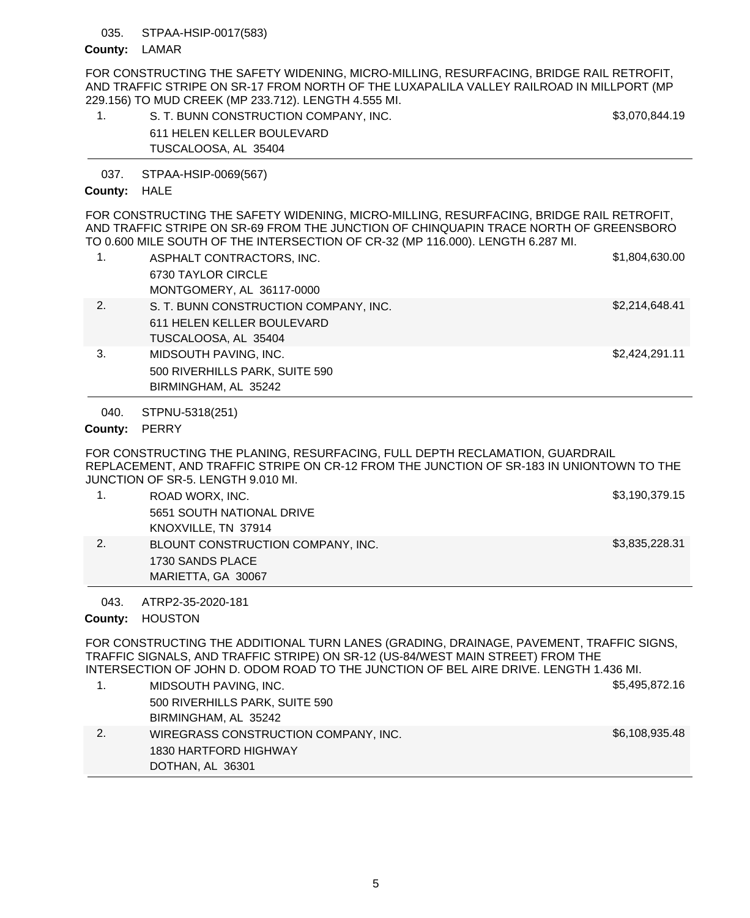035. STPAA-HSIP-0017(583)

**County:** LAMAR

FOR CONSTRUCTING THE SAFETY WIDENING, MICRO-MILLING, RESURFACING, BRIDGE RAIL RETROFIT, AND TRAFFIC STRIPE ON SR-17 FROM NORTH OF THE LUXAPALILA VALLEY RAILROAD IN MILLPORT (MP 229.156) TO MUD CREEK (MP 233.712). LENGTH 4.555 MI.

| | | |
|---|---|---|
| 1. | S. T. BUNN CONSTRUCTION COMPANY, INC.<br>611 HELEN KELLER BOULEVARD<br>TUSCALOOSA, AL 35404 | $3,070,844.19 |

037. STPAA-HSIP-0069(567)

**County:** HALE

FOR CONSTRUCTING THE SAFETY WIDENING, MICRO-MILLING, RESURFACING, BRIDGE RAIL RETROFIT, AND TRAFFIC STRIPE ON SR-69 FROM THE JUNCTION OF CHINQUAPIN TRACE NORTH OF GREENSBORO TO 0.600 MILE SOUTH OF THE INTERSECTION OF CR-32 (MP 116.000). LENGTH 6.287 MI.

| | | |
|---|---|---|
| 1. | ASPHALT CONTRACTORS, INC.<br>6730 TAYLOR CIRCLE<br>MONTGOMERY, AL 36117-0000 | $1,804,630.00 |
| 2. | S. T. BUNN CONSTRUCTION COMPANY, INC.<br>611 HELEN KELLER BOULEVARD<br>TUSCALOOSA, AL 35404 | $2,214,648.41 |
| 3. | MIDSOUTH PAVING, INC.<br>500 RIVERHILLS PARK, SUITE 590<br>BIRMINGHAM, AL 35242 | $2,424,291.11 |

040. STPNU-5318(251)

**County:** PERRY

FOR CONSTRUCTING THE PLANING, RESURFACING, FULL DEPTH RECLAMATION, GUARDRAIL REPLACEMENT, AND TRAFFIC STRIPE ON CR-12 FROM THE JUNCTION OF SR-183 IN UNIONTOWN TO THE JUNCTION OF SR-5. LENGTH 9.010 MI.

| | | |
|---|---|---|
| 1. | ROAD WORX, INC.<br>5651 SOUTH NATIONAL DRIVE<br>KNOXVILLE, TN 37914 | $3,190,379.15 |
| 2. | BLOUNT CONSTRUCTION COMPANY, INC.<br>1730 SANDS PLACE<br>MARIETTA, GA 30067 | $3,835,228.31 |

043. ATRP2-35-2020-181

**County:** HOUSTON

FOR CONSTRUCTING THE ADDITIONAL TURN LANES (GRADING, DRAINAGE, PAVEMENT, TRAFFIC SIGNS, TRAFFIC SIGNALS, AND TRAFFIC STRIPE) ON SR-12 (US-84/WEST MAIN STREET) FROM THE INTERSECTION OF JOHN D. ODOM ROAD TO THE JUNCTION OF BEL AIRE DRIVE. LENGTH 1.436 MI.

| | | |
|---|---|---|
| 1. | MIDSOUTH PAVING, INC.<br>500 RIVERHILLS PARK, SUITE 590<br>BIRMINGHAM, AL 35242 | $5,495,872.16 |
| 2. | WIREGRASS CONSTRUCTION COMPANY, INC.<br>1830 HARTFORD HIGHWAY<br>DOTHAN, AL 36301 | $6,108,935.48 |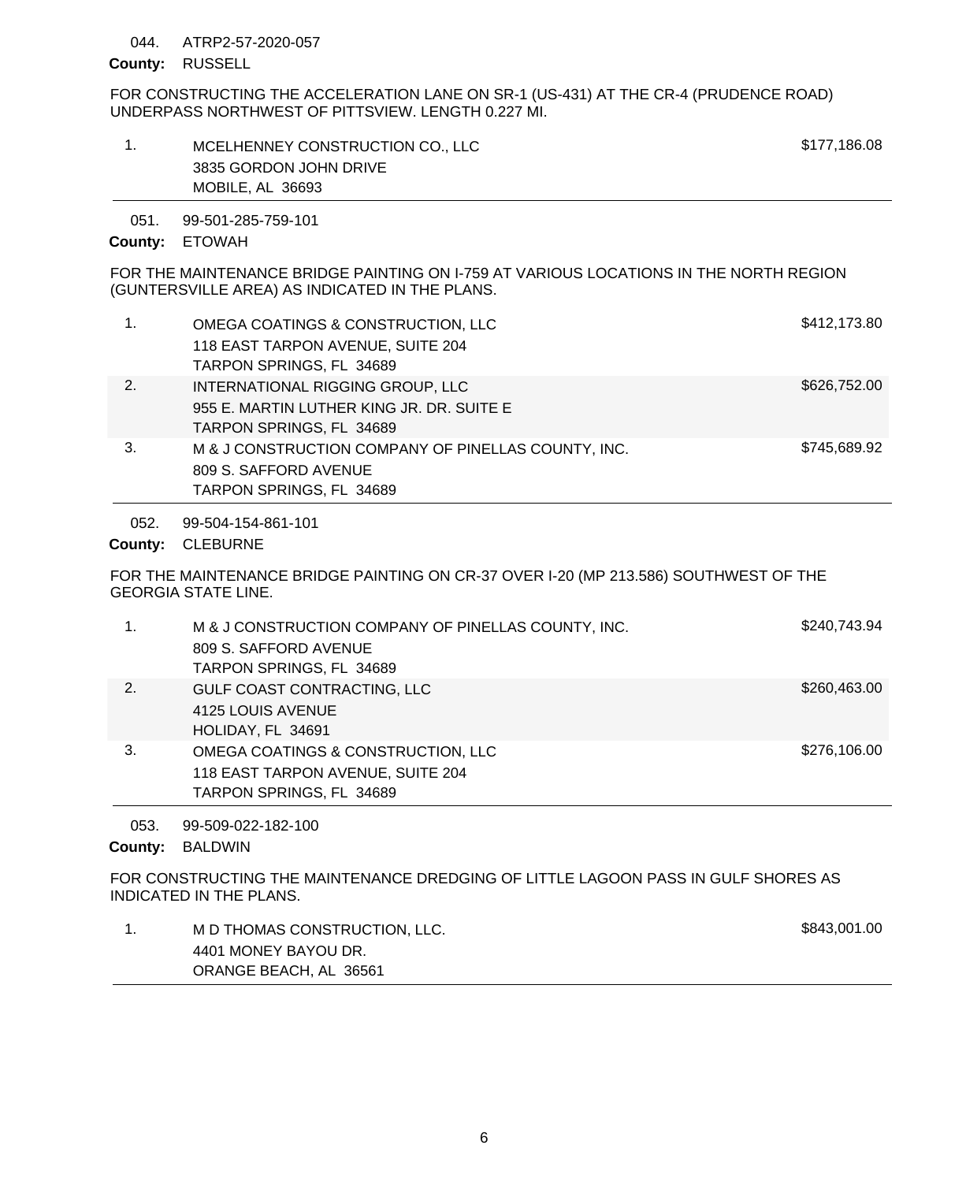044. ATRP2-57-2020-057

**County:** RUSSELL

FOR CONSTRUCTING THE ACCELERATION LANE ON SR-1 (US-431) AT THE CR-4 (PRUDENCE ROAD) UNDERPASS NORTHWEST OF PITTSVIEW. LENGTH 0.227 MI.

| | | |
|---|---|---|
| 1. | MCELHENNEY CONSTRUCTION CO., LLC<br>3835 GORDON JOHN DRIVE<br>MOBILE, AL 36693 | $177,186.08 |

051. 99-501-285-759-101

**County:** ETOWAH

FOR THE MAINTENANCE BRIDGE PAINTING ON I-759 AT VARIOUS LOCATIONS IN THE NORTH REGION (GUNTERSVILLE AREA) AS INDICATED IN THE PLANS.

| | | |
|---|---|---|
| 1. | OMEGA COATINGS & CONSTRUCTION, LLC<br>118 EAST TARPON AVENUE, SUITE 204<br>TARPON SPRINGS, FL 34689 | $412,173.80 |
| 2. | INTERNATIONAL RIGGING GROUP, LLC<br>955 E. MARTIN LUTHER KING JR. DR. SUITE E<br>TARPON SPRINGS, FL 34689 | $626,752.00 |
| 3. | M & J CONSTRUCTION COMPANY OF PINELLAS COUNTY, INC.<br>809 S. SAFFORD AVENUE<br>TARPON SPRINGS, FL 34689 | $745,689.92 |

052. 99-504-154-861-101

**County:** CLEBURNE

FOR THE MAINTENANCE BRIDGE PAINTING ON CR-37 OVER I-20 (MP 213.586) SOUTHWEST OF THE GEORGIA STATE LINE.

| | | |
|---|---|---|
| 1. | M & J CONSTRUCTION COMPANY OF PINELLAS COUNTY, INC.<br>809 S. SAFFORD AVENUE<br>TARPON SPRINGS, FL 34689 | $240,743.94 |
| 2. | GULF COAST CONTRACTING, LLC<br>4125 LOUIS AVENUE<br>HOLIDAY, FL 34691 | $260,463.00 |
| 3. | OMEGA COATINGS & CONSTRUCTION, LLC<br>118 EAST TARPON AVENUE, SUITE 204<br>TARPON SPRINGS, FL 34689 | $276,106.00 |

053. 99-509-022-182-100

**County:** BALDWIN

FOR CONSTRUCTING THE MAINTENANCE DREDGING OF LITTLE LAGOON PASS IN GULF SHORES AS INDICATED IN THE PLANS.

| | | |
|---|---|---|
| 1. | M D THOMAS CONSTRUCTION, LLC.<br>4401 MONEY BAYOU DR.<br>ORANGE BEACH, AL 36561 | $843,001.00 |